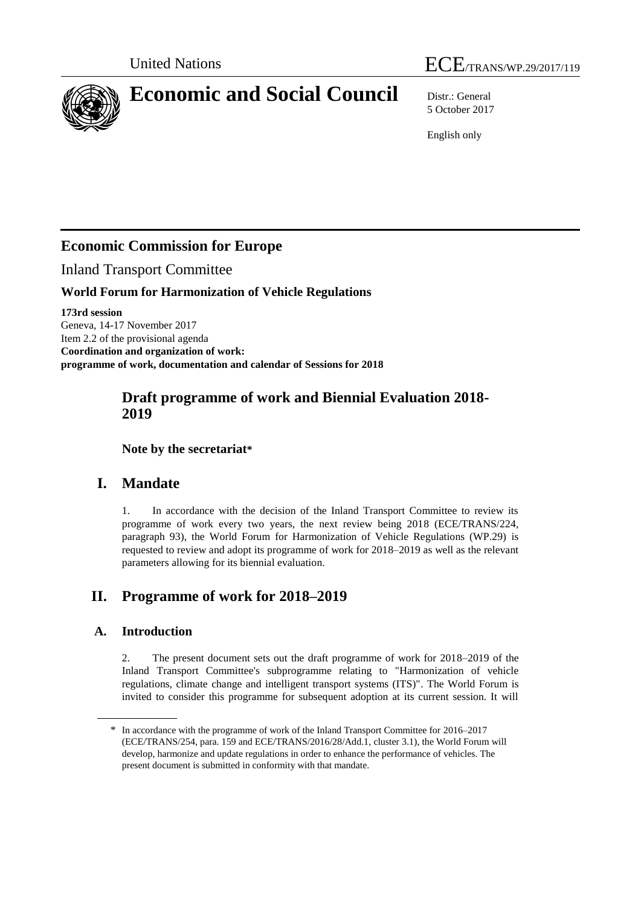United Nations ECE/TRANS/WP.29/2017/119

# Economic and Social Council

Distr.: General
5 October 2017

English only

## Economic Commission for Europe

Inland Transport Committee

### World Forum for Harmonization of Vehicle Regulations

**173rd session**
Geneva, 14-17 November 2017
Item 2.2 of the provisional agenda
**Coordination and organization of work:**
**programme of work, documentation and calendar of Sessions for 2018**

## Draft programme of work and Biennial Evaluation 2018-2019

**Note by the secretariat***

## I. Mandate

1. In accordance with the decision of the Inland Transport Committee to review its programme of work every two years, the next review being 2018 (ECE/TRANS/224, paragraph 93), the World Forum for Harmonization of Vehicle Regulations (WP.29) is requested to review and adopt its programme of work for 2018–2019 as well as the relevant parameters allowing for its biennial evaluation.

## II. Programme of work for 2018–2019

### A. Introduction

2. The present document sets out the draft programme of work for 2018–2019 of the Inland Transport Committee's subprogramme relating to "Harmonization of vehicle regulations, climate change and intelligent transport systems (ITS)". The World Forum is invited to consider this programme for subsequent adoption at its current session. It will

\* In accordance with the programme of work of the Inland Transport Committee for 2016–2017 (ECE/TRANS/254, para. 159 and ECE/TRANS/2016/28/Add.1, cluster 3.1), the World Forum will develop, harmonize and update regulations in order to enhance the performance of vehicles. The present document is submitted in conformity with that mandate.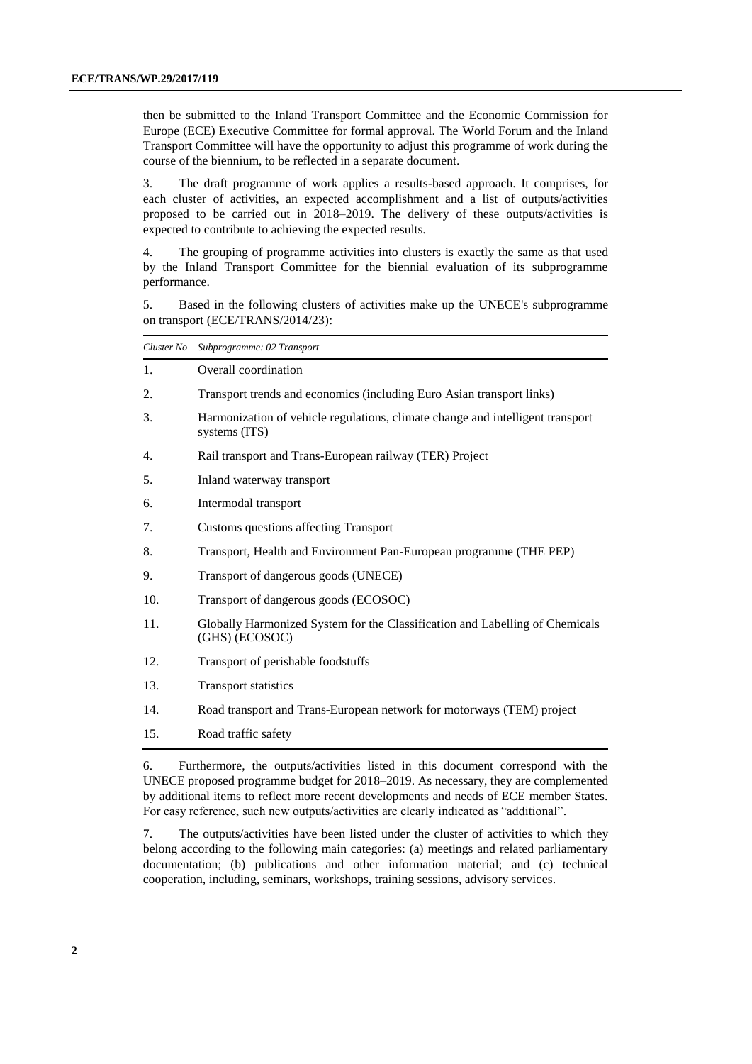then be submitted to the Inland Transport Committee and the Economic Commission for Europe (ECE) Executive Committee for formal approval. The World Forum and the Inland Transport Committee will have the opportunity to adjust this programme of work during the course of the biennium, to be reflected in a separate document.

3. The draft programme of work applies a results-based approach. It comprises, for each cluster of activities, an expected accomplishment and a list of outputs/activities proposed to be carried out in 2018–2019. The delivery of these outputs/activities is expected to contribute to achieving the expected results.

4. The grouping of programme activities into clusters is exactly the same as that used by the Inland Transport Committee for the biennial evaluation of its subprogramme performance.

5. Based in the following clusters of activities make up the UNECE's subprogramme on transport (ECE/TRANS/2014/23):

| *Cluster No* | *Subprogramme: 02 Transport* |
|---|---|
| 1. | Overall coordination |
| 2. | Transport trends and economics (including Euro Asian transport links) |
| 3. | Harmonization of vehicle regulations, climate change and intelligent transport systems (ITS) |
| 4. | Rail transport and Trans-European railway (TER) Project |
| 5. | Inland waterway transport |
| 6. | Intermodal transport |
| 7. | Customs questions affecting Transport |
| 8. | Transport, Health and Environment Pan-European programme (THE PEP) |
| 9. | Transport of dangerous goods (UNECE) |
| 10. | Transport of dangerous goods (ECOSOC) |
| 11. | Globally Harmonized System for the Classification and Labelling of Chemicals (GHS) (ECOSOC) |
| 12. | Transport of perishable foodstuffs |
| 13. | Transport statistics |
| 14. | Road transport and Trans-European network for motorways (TEM) project |
| 15. | Road traffic safety |

6. Furthermore, the outputs/activities listed in this document correspond with the UNECE proposed programme budget for 2018–2019. As necessary, they are complemented by additional items to reflect more recent developments and needs of ECE member States. For easy reference, such new outputs/activities are clearly indicated as "additional".

7. The outputs/activities have been listed under the cluster of activities to which they belong according to the following main categories: (a) meetings and related parliamentary documentation; (b) publications and other information material; and (c) technical cooperation, including, seminars, workshops, training sessions, advisory services.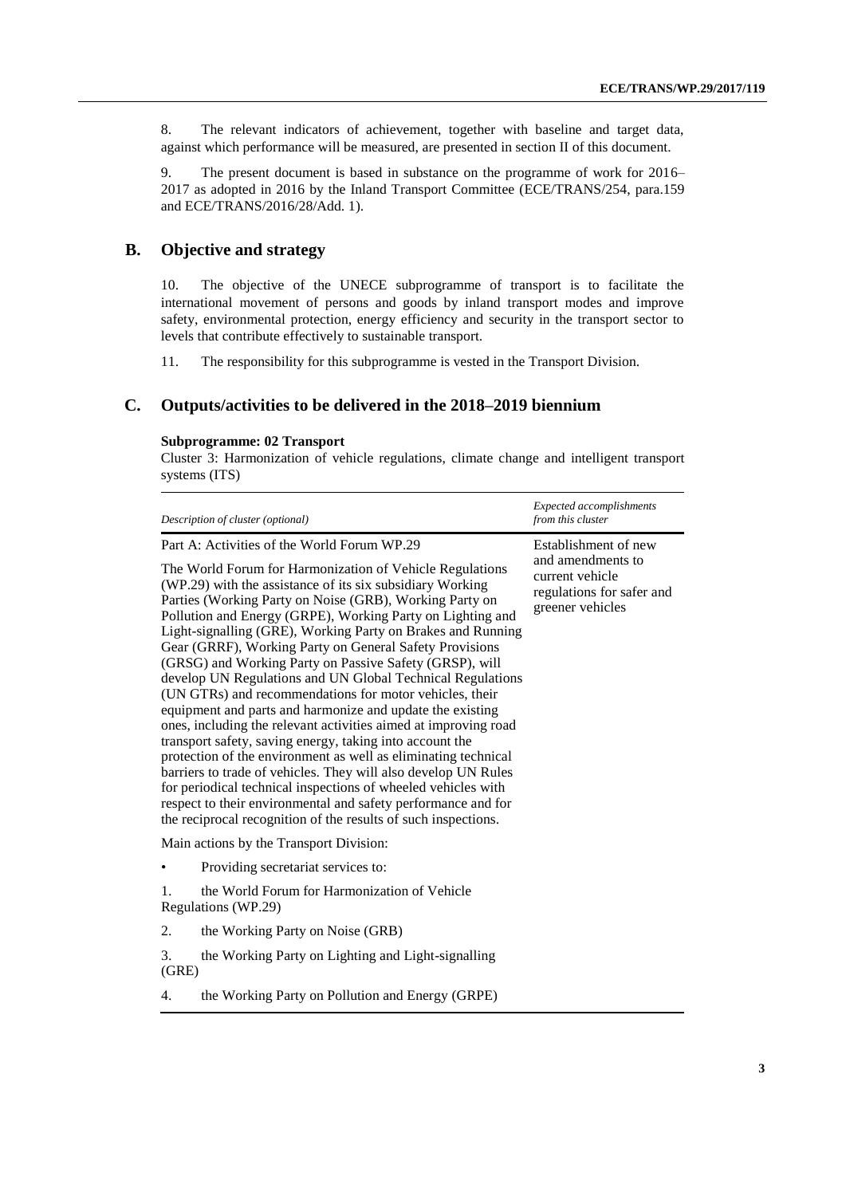8. The relevant indicators of achievement, together with baseline and target data, against which performance will be measured, are presented in section II of this document.

9. The present document is based in substance on the programme of work for 2016–2017 as adopted in 2016 by the Inland Transport Committee (ECE/TRANS/254, para.159 and ECE/TRANS/2016/28/Add. 1).

## B. Objective and strategy

10. The objective of the UNECE subprogramme of transport is to facilitate the international movement of persons and goods by inland transport modes and improve safety, environmental protection, energy efficiency and security in the transport sector to levels that contribute effectively to sustainable transport.

11. The responsibility for this subprogramme is vested in the Transport Division.

## C. Outputs/activities to be delivered in the 2018–2019 biennium

**Subprogramme: 02 Transport**

Cluster 3: Harmonization of vehicle regulations, climate change and intelligent transport systems (ITS)

| *Description of cluster (optional)* | *Expected accomplishments from this cluster* |
| --- | --- |
| Part A: Activities of the World Forum WP.29<br><br>The World Forum for Harmonization of Vehicle Regulations (WP.29) with the assistance of its six subsidiary Working Parties (Working Party on Noise (GRB), Working Party on Pollution and Energy (GRPE), Working Party on Lighting and Light-signalling (GRE), Working Party on Brakes and Running Gear (GRRF), Working Party on General Safety Provisions (GRSG) and Working Party on Passive Safety (GRSP), will develop UN Regulations and UN Global Technical Regulations (UN GTRs) and recommendations for motor vehicles, their equipment and parts and harmonize and update the existing ones, including the relevant activities aimed at improving road transport safety, saving energy, taking into account the protection of the environment as well as eliminating technical barriers to trade of vehicles. They will also develop UN Rules for periodical technical inspections of wheeled vehicles with respect to their environmental and safety performance and for the reciprocal recognition of the results of such inspections.<br><br>Main actions by the Transport Division:<br><br>• Providing secretariat services to:<br><br>1. the World Forum for Harmonization of Vehicle Regulations (WP.29)<br><br>2. the Working Party on Noise (GRB)<br><br>3. the Working Party on Lighting and Light-signalling (GRE)<br><br>4. the Working Party on Pollution and Energy (GRPE) | Establishment of new and amendments to current vehicle regulations for safer and greener vehicles |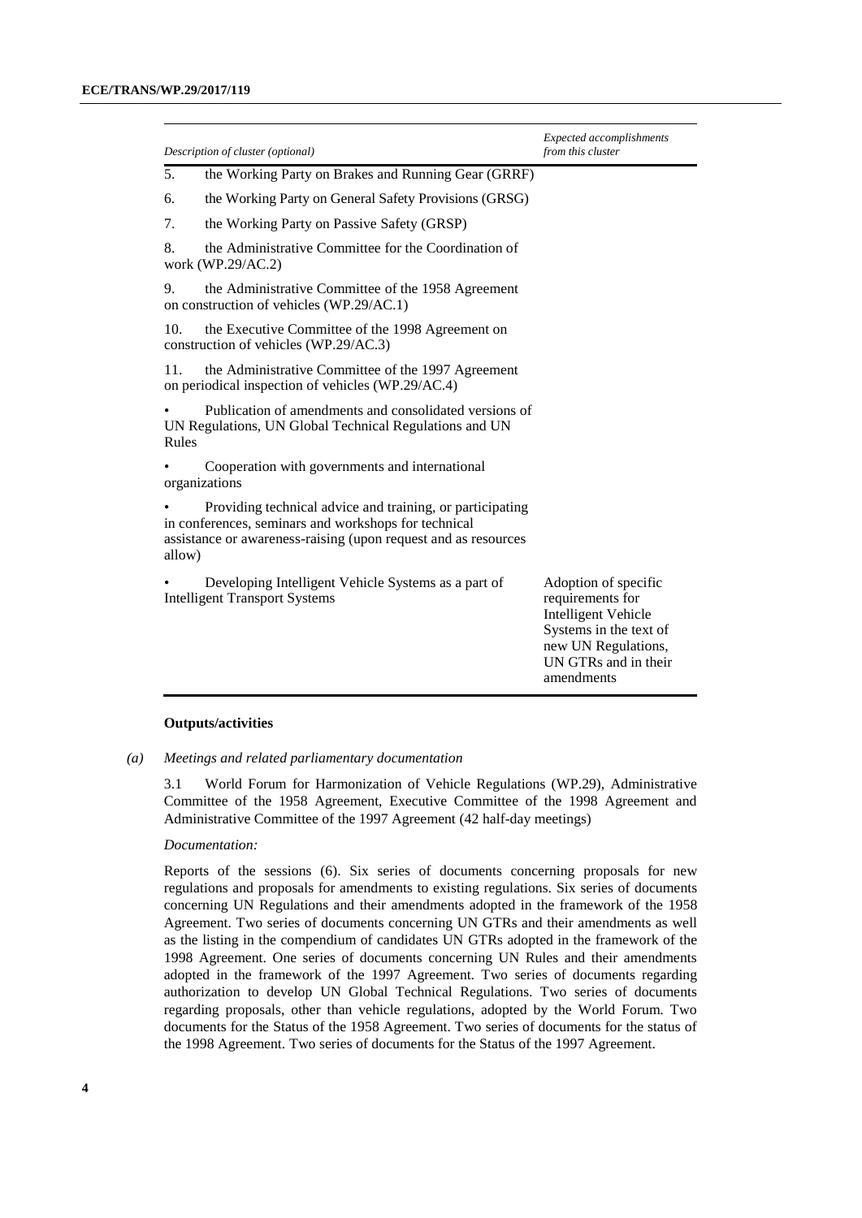| *Description of cluster (optional)* | *Expected accomplishments from this cluster* |
|---|---|
| 5. the Working Party on Brakes and Running Gear (GRRF) | |
| 6. the Working Party on General Safety Provisions (GRSG) | |
| 7. the Working Party on Passive Safety (GRSP) | |
| 8. the Administrative Committee for the Coordination of work (WP.29/AC.2) | |
| 9. the Administrative Committee of the 1958 Agreement on construction of vehicles (WP.29/AC.1) | |
| 10. the Executive Committee of the 1998 Agreement on construction of vehicles (WP.29/AC.3) | |
| 11. the Administrative Committee of the 1997 Agreement on periodical inspection of vehicles (WP.29/AC.4) | |
| • Publication of amendments and consolidated versions of UN Regulations, UN Global Technical Regulations and UN Rules | |
| • Cooperation with governments and international organizations | |
| • Providing technical advice and training, or participating in conferences, seminars and workshops for technical assistance or awareness-raising (upon request and as resources allow) | |
| • Developing Intelligent Vehicle Systems as a part of Intelligent Transport Systems | Adoption of specific requirements for Intelligent Vehicle Systems in the text of new UN Regulations, UN GTRs and in their amendments |

#### Outputs/activities

*(a) Meetings and related parliamentary documentation*

3.1 World Forum for Harmonization of Vehicle Regulations (WP.29), Administrative Committee of the 1958 Agreement, Executive Committee of the 1998 Agreement and Administrative Committee of the 1997 Agreement (42 half-day meetings)

*Documentation:*

Reports of the sessions (6). Six series of documents concerning proposals for new regulations and proposals for amendments to existing regulations. Six series of documents concerning UN Regulations and their amendments adopted in the framework of the 1958 Agreement. Two series of documents concerning UN GTRs and their amendments as well as the listing in the compendium of candidates UN GTRs adopted in the framework of the 1998 Agreement. One series of documents concerning UN Rules and their amendments adopted in the framework of the 1997 Agreement. Two series of documents regarding authorization to develop UN Global Technical Regulations. Two series of documents regarding proposals, other than vehicle regulations, adopted by the World Forum. Two documents for the Status of the 1958 Agreement. Two series of documents for the status of the 1998 Agreement. Two series of documents for the Status of the 1997 Agreement.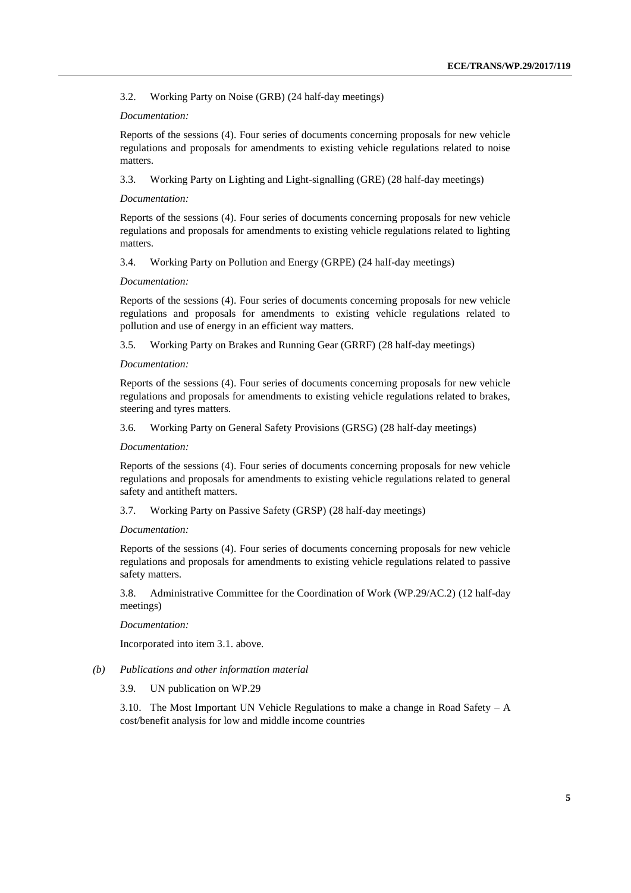3.2. Working Party on Noise (GRB) (24 half-day meetings)

*Documentation:*

Reports of the sessions (4). Four series of documents concerning proposals for new vehicle regulations and proposals for amendments to existing vehicle regulations related to noise matters.

3.3. Working Party on Lighting and Light-signalling (GRE) (28 half-day meetings)

*Documentation:*

Reports of the sessions (4). Four series of documents concerning proposals for new vehicle regulations and proposals for amendments to existing vehicle regulations related to lighting matters.

3.4. Working Party on Pollution and Energy (GRPE) (24 half-day meetings)

*Documentation:*

Reports of the sessions (4). Four series of documents concerning proposals for new vehicle regulations and proposals for amendments to existing vehicle regulations related to pollution and use of energy in an efficient way matters.

3.5. Working Party on Brakes and Running Gear (GRRF) (28 half-day meetings)

*Documentation:*

Reports of the sessions (4). Four series of documents concerning proposals for new vehicle regulations and proposals for amendments to existing vehicle regulations related to brakes, steering and tyres matters.

3.6. Working Party on General Safety Provisions (GRSG) (28 half-day meetings)

*Documentation:*

Reports of the sessions (4). Four series of documents concerning proposals for new vehicle regulations and proposals for amendments to existing vehicle regulations related to general safety and antitheft matters.

3.7. Working Party on Passive Safety (GRSP) (28 half-day meetings)

*Documentation:*

Reports of the sessions (4). Four series of documents concerning proposals for new vehicle regulations and proposals for amendments to existing vehicle regulations related to passive safety matters.

3.8. Administrative Committee for the Coordination of Work (WP.29/AC.2) (12 half-day meetings)

*Documentation:*

Incorporated into item 3.1. above.

*(b) Publications and other information material*

3.9. UN publication on WP.29

3.10. The Most Important UN Vehicle Regulations to make a change in Road Safety – A cost/benefit analysis for low and middle income countries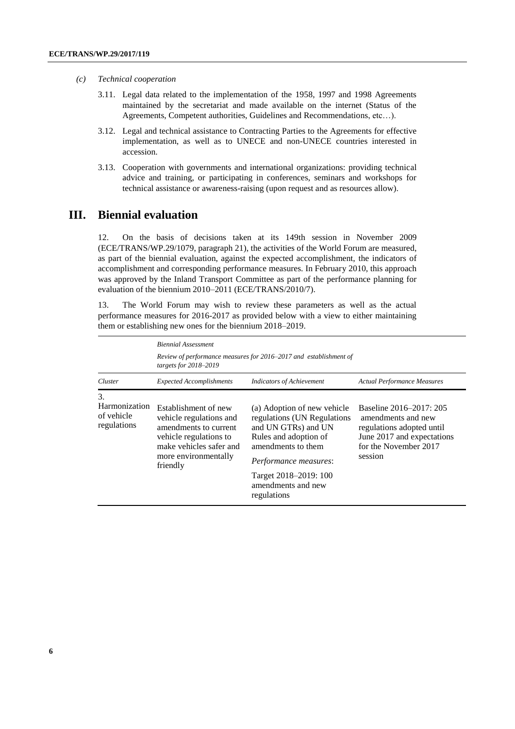*(c) Technical cooperation*

3.11. Legal data related to the implementation of the 1958, 1997 and 1998 Agreements maintained by the secretariat and made available on the internet (Status of the Agreements, Competent authorities, Guidelines and Recommendations, etc…).

3.12. Legal and technical assistance to Contracting Parties to the Agreements for effective implementation, as well as to UNECE and non-UNECE countries interested in accession.

3.13. Cooperation with governments and international organizations: providing technical advice and training, or participating in conferences, seminars and workshops for technical assistance or awareness-raising (upon request and as resources allow).

# III. Biennial evaluation

12. On the basis of decisions taken at its 149th session in November 2009 (ECE/TRANS/WP.29/1079, paragraph 21), the activities of the World Forum are measured, as part of the biennial evaluation, against the expected accomplishment, the indicators of accomplishment and corresponding performance measures. In February 2010, this approach was approved by the Inland Transport Committee as part of the performance planning for evaluation of the biennium 2010–2011 (ECE/TRANS/2010/7).

13. The World Forum may wish to review these parameters as well as the actual performance measures for 2016-2017 as provided below with a view to either maintaining them or establishing new ones for the biennium 2018–2019.

| | *Biennial Assessment* <br> *Review of performance measures for 2016–2017 and establishment of targets for 2018–2019* | | |
|---|---|---|---|
| *Cluster* | *Expected Accomplishments* | *Indicators of Achievement* | *Actual Performance Measures* |
| 3. Harmonization of vehicle regulations | Establishment of new vehicle regulations and amendments to current vehicle regulations to make vehicles safer and more environmentally friendly | (a) Adoption of new vehicle regulations (UN Regulations and UN GTRs) and UN Rules and adoption of amendments to them <br> *Performance measures*: <br> Target 2018–2019: 100 amendments and new regulations | Baseline 2016–2017: 205 amendments and new regulations adopted until June 2017 and expectations for the November 2017 session |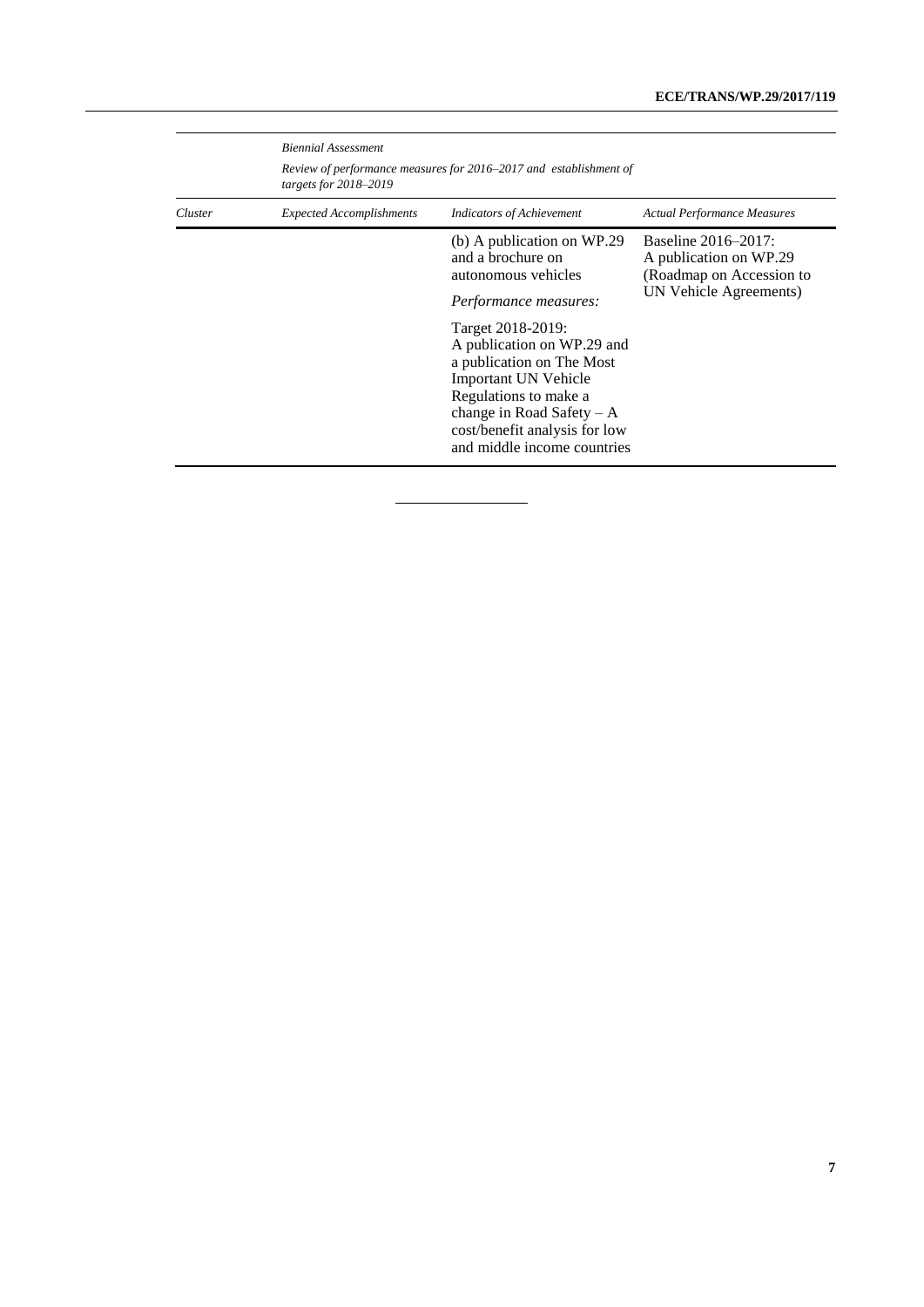*Biennial Assessment*

*Review of performance measures for 2016–2017 and establishment of targets for 2018–2019*

| *Cluster* | *Expected Accomplishments* | *Indicators of Achievement* | *Actual Performance Measures* |
|---|---|---|---|
| | | (b) A publication on WP.29 and a brochure on autonomous vehicles<br><br>*Performance measures:*<br><br>Target 2018-2019: A publication on WP.29 and a publication on The Most Important UN Vehicle Regulations to make a change in Road Safety – A cost/benefit analysis for low and middle income countries | Baseline 2016–2017: A publication on WP.29 (Roadmap on Accession to UN Vehicle Agreements) |